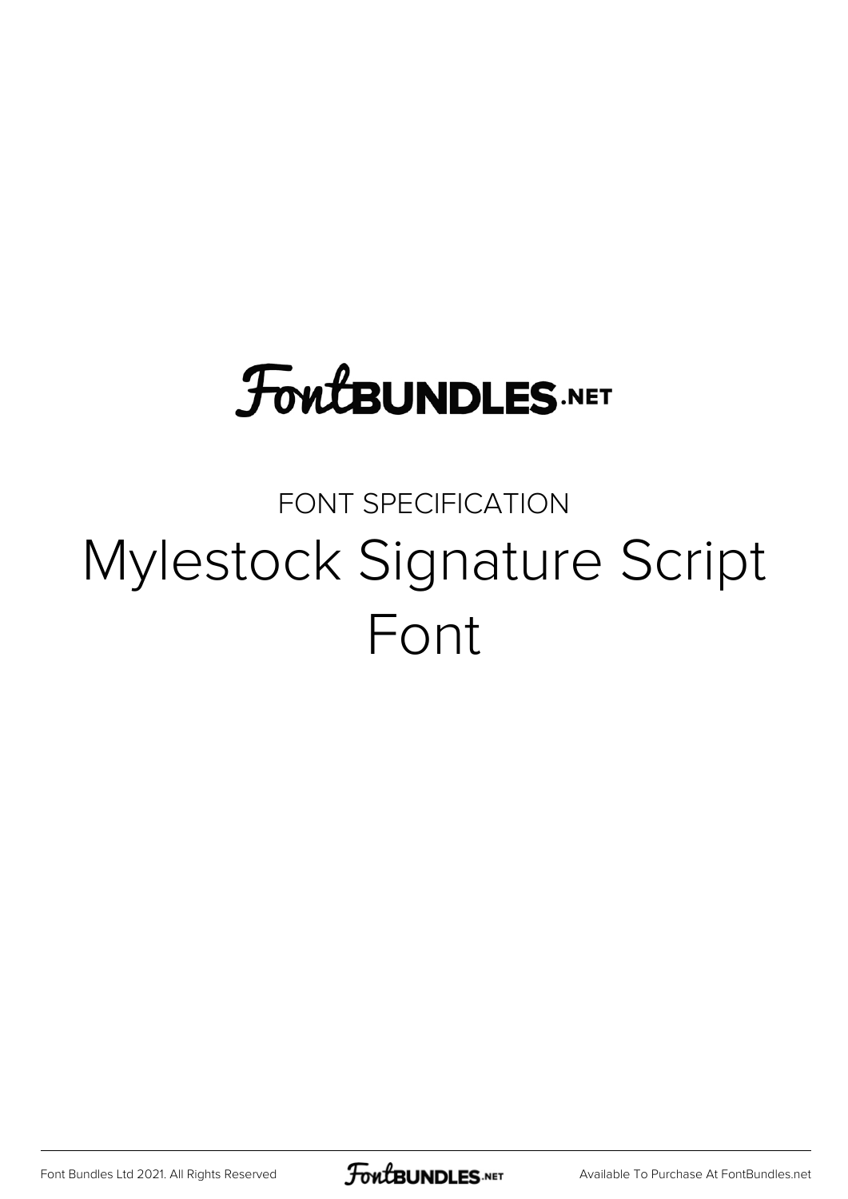# FontBUNDLES.NET

FONT SPECIFICATION

## Mylestock Signature Script Font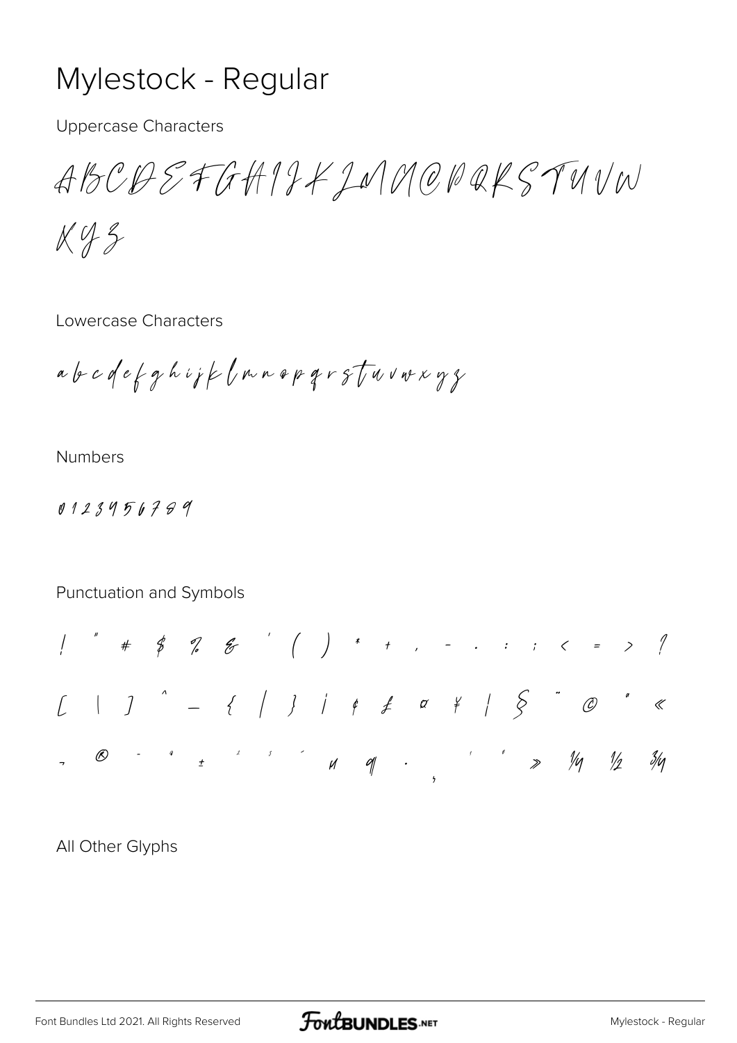# Mylestock - Regular

Uppercase Characters

ABCDEFGHIJKLMNOPQRSTUVW

XYZ

Lowercase Characters

a b c d e f g h i j k l m n o p q r s t u v w x y z

Numbers

0 1 2 3 4 5 6 7 8 9

Punctuation and Symbols

! " # $ % & ' ( ) * + , - . : ; < = > ?

[ \ ] ^ _ { | } ¡ ¢ £ ¤ ¥ ¦ § ¨ © ª «

¬ ® ¯ ° ± ² ³ ´ µ ¶ · ¸ ¹ º » ¼ ½ ¾

All Other Glyphs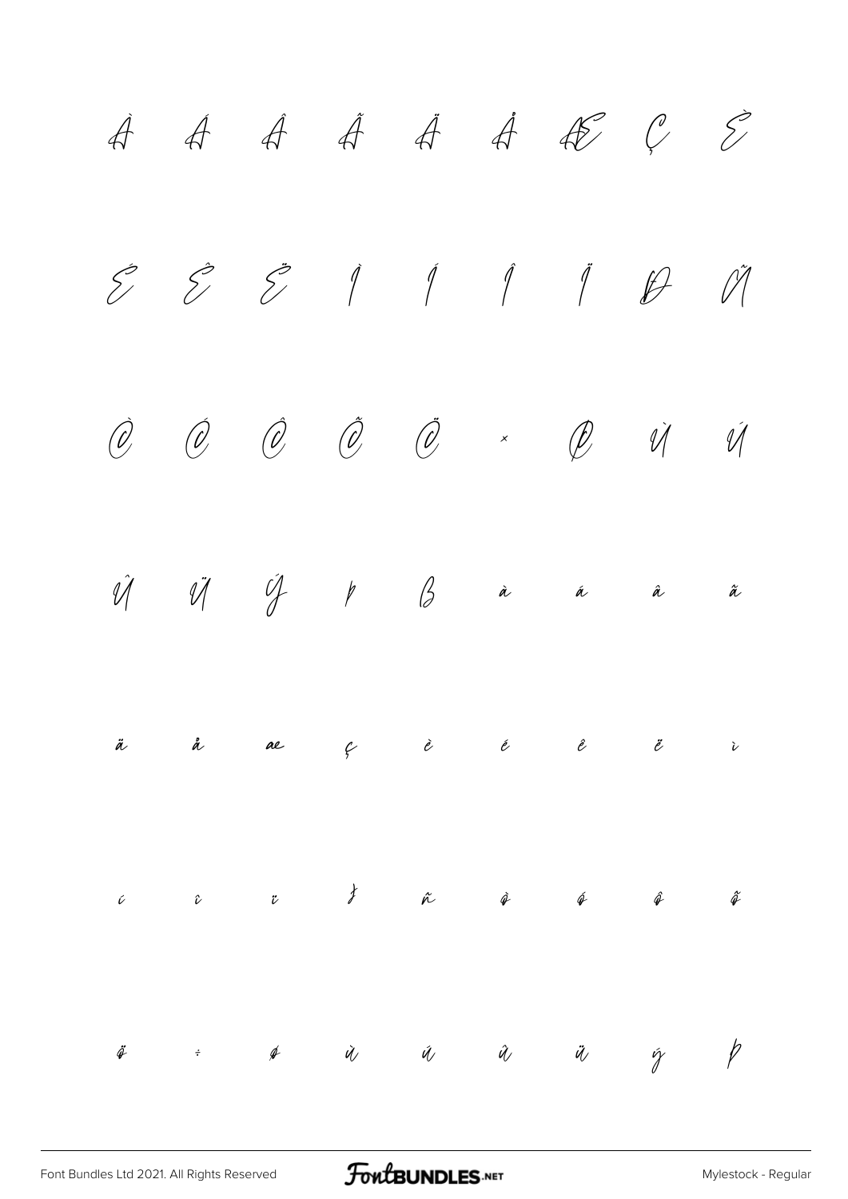À Á Â Ã Ä Å Æ Ç È

É Ê Ë Ì Í Î Ï Ð Ñ

Ò Ó Ô Õ Ö × Ø Ù Ú

Û Ü Ý Þ ß à á â ã

ä å æ ç è é ê ë ì

í î ï ð ñ ò ó ô õ

ö ÷ ø ù ú û ü ý þ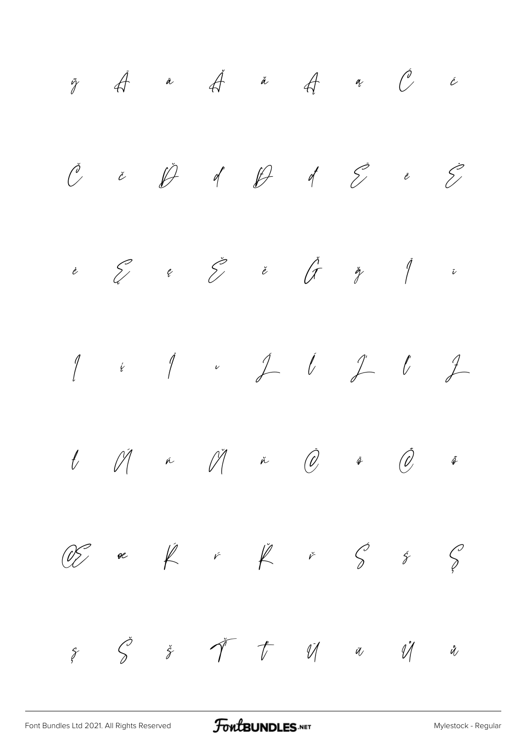ÿ Ā ā Ă ă Ą ą Ć ć

Č č Ď ď Đ đ Ē ē Ė

ė Ę ę Ě ě Ğ ğ Ī ī

Į į İ ı Ĳ Ĺ Ľ ľ Ł

ł Ń ń Ň ň Ō ō Ő ő

Œ œ Ŕ ŕ Ř ř Ś ś Ş

ş Š š Ť ť Ū ū Ů ů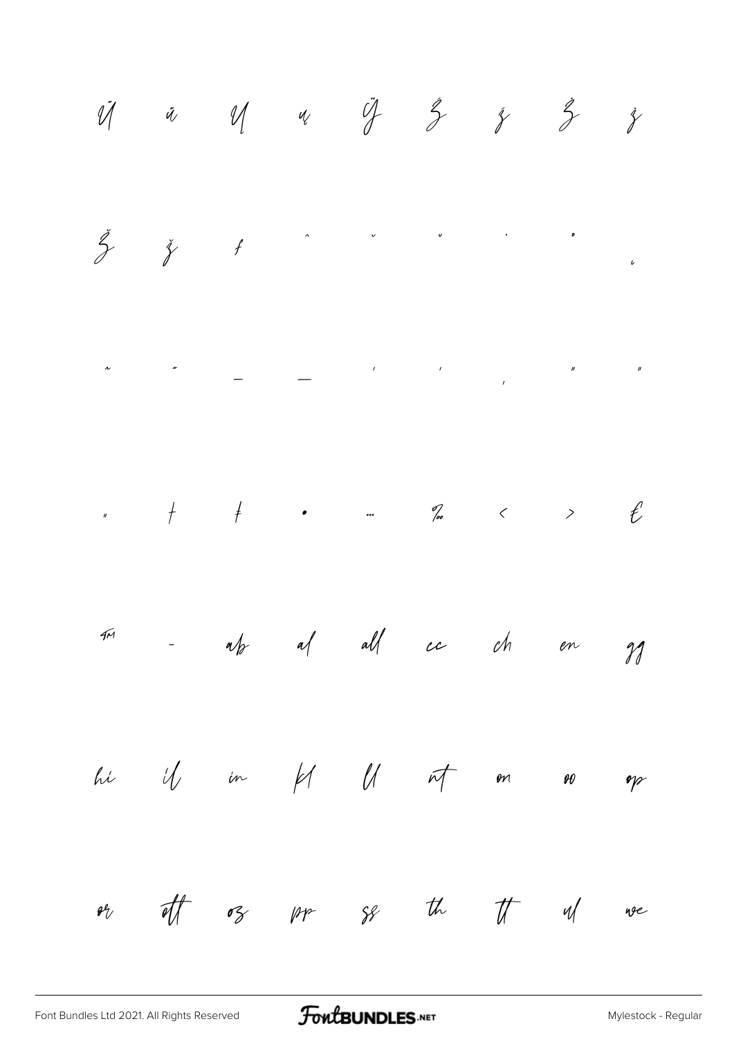Ű ű Ų ų Ÿ Ź ź Ż ż

Ž ž ƒ ˆ ˇ ˘ ˙ ˚ ˛

˜ ˝ – — ‘ ’ ‚ “ ”

„ † ‡ • … ‰ ‹ › €

™ - ab al all cc ch en gg

hi il in kl ll nt on oo op

or ott oz pp ss th tt ul we